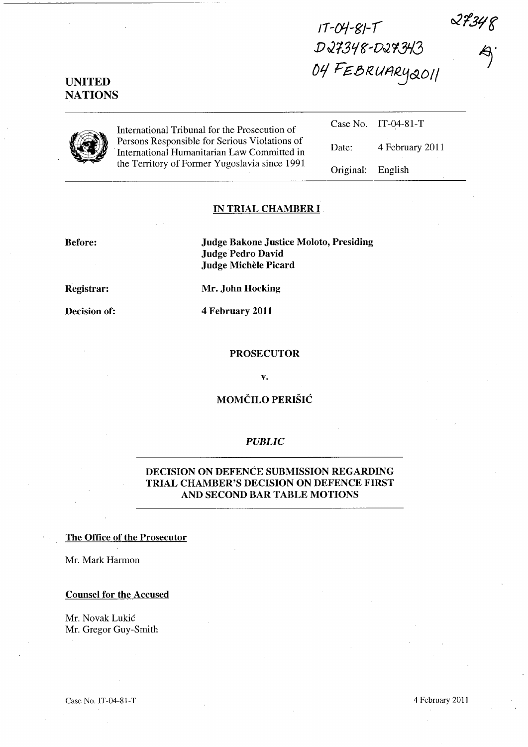IT-04-81-T
D27348-D27343
04 FEBRUARY 2011

27348

**UNITED NATIONS**

International Tribunal for the Prosecution of Persons Responsible for Serious Violations of International Humanitarian Law Committed in the Territory of Former Yugoslavia since 1991

| | |
|---|---|
| Case No. | IT-04-81-T |
| Date: | 4 February 2011 |
| Original: | English |

## IN TRIAL CHAMBER I

**Before:** **Judge Bakone Justice Moloto, Presiding**
**Judge Pedro David**
**Judge Michèle Picard**

**Registrar:** **Mr. John Hocking**

**Decision of:** **4 February 2011**

**PROSECUTOR**

**v.**

**MOMČILO PERIŠIĆ**

***PUBLIC***

**DECISION ON DEFENCE SUBMISSION REGARDING TRIAL CHAMBER'S DECISION ON DEFENCE FIRST AND SECOND BAR TABLE MOTIONS**

**The Office of the Prosecutor**

Mr. Mark Harmon

**Counsel for the Accused**

Mr. Novak Lukić
Mr. Gregor Guy-Smith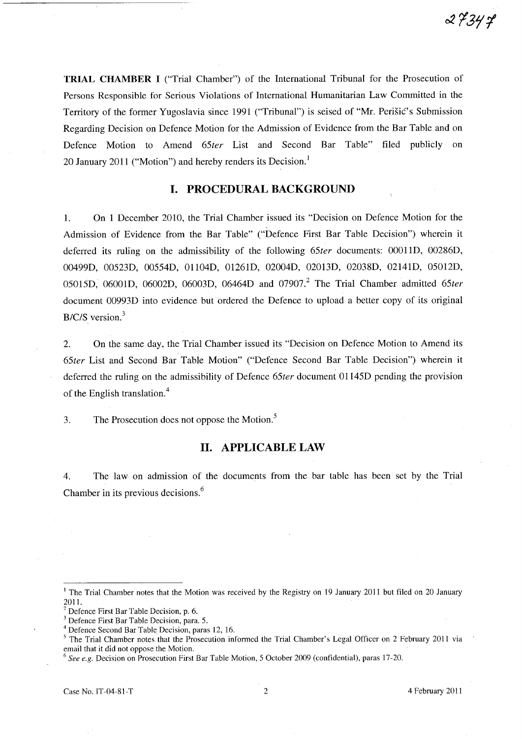**TRIAL CHAMBER I** ("Trial Chamber") of the International Tribunal for the Prosecution of Persons Responsible for Serious Violations of International Humanitarian Law Committed in the Territory of the former Yugoslavia since 1991 ("Tribunal") is seised of "Mr. Perišić's Submission Regarding Decision on Defence Motion for the Admission of Evidence from the Bar Table and on Defence Motion to Amend 65*ter* List and Second Bar Table" filed publicly on 20 January 2011 ("Motion") and hereby renders its Decision.[1]

## I. PROCEDURAL BACKGROUND

1. On 1 December 2010, the Trial Chamber issued its "Decision on Defence Motion for the Admission of Evidence from the Bar Table" ("Defence First Bar Table Decision") wherein it deferred its ruling on the admissibility of the following 65*ter* documents: 00011D, 00286D, 00499D, 00523D, 00554D, 01104D, 01261D, 02004D, 02013D, 02038D, 02141D, 05012D, 05015D, 06001D, 06002D, 06003D, 06464D and 07907.[2] The Trial Chamber admitted 65*ter* document 00993D into evidence but ordered the Defence to upload a better copy of its original B/C/S version.[3]

2. On the same day, the Trial Chamber issued its "Decision on Defence Motion to Amend its 65*ter* List and Second Bar Table Motion" ("Defence Second Bar Table Decision") wherein it deferred the ruling on the admissibility of Defence 65*ter* document 01145D pending the provision of the English translation.[4]

3. The Prosecution does not oppose the Motion.[5]

## II. APPLICABLE LAW

4. The law on admission of the documents from the bar table has been set by the Trial Chamber in its previous decisions.[6]

---

[1] The Trial Chamber notes that the Motion was received by the Registry on 19 January 2011 but filed on 20 January 2011.

[2] Defence First Bar Table Decision, p. 6.

[3] Defence First Bar Table Decision, para. 5.

[4] Defence Second Bar Table Decision, paras 12, 16.

[5] The Trial Chamber notes that the Prosecution informed the Trial Chamber's Legal Officer on 2 February 2011 via email that it did not oppose the Motion.

[6] *See e.g.* Decision on Prosecution First Bar Table Motion, 5 October 2009 (confidential), paras 17-20.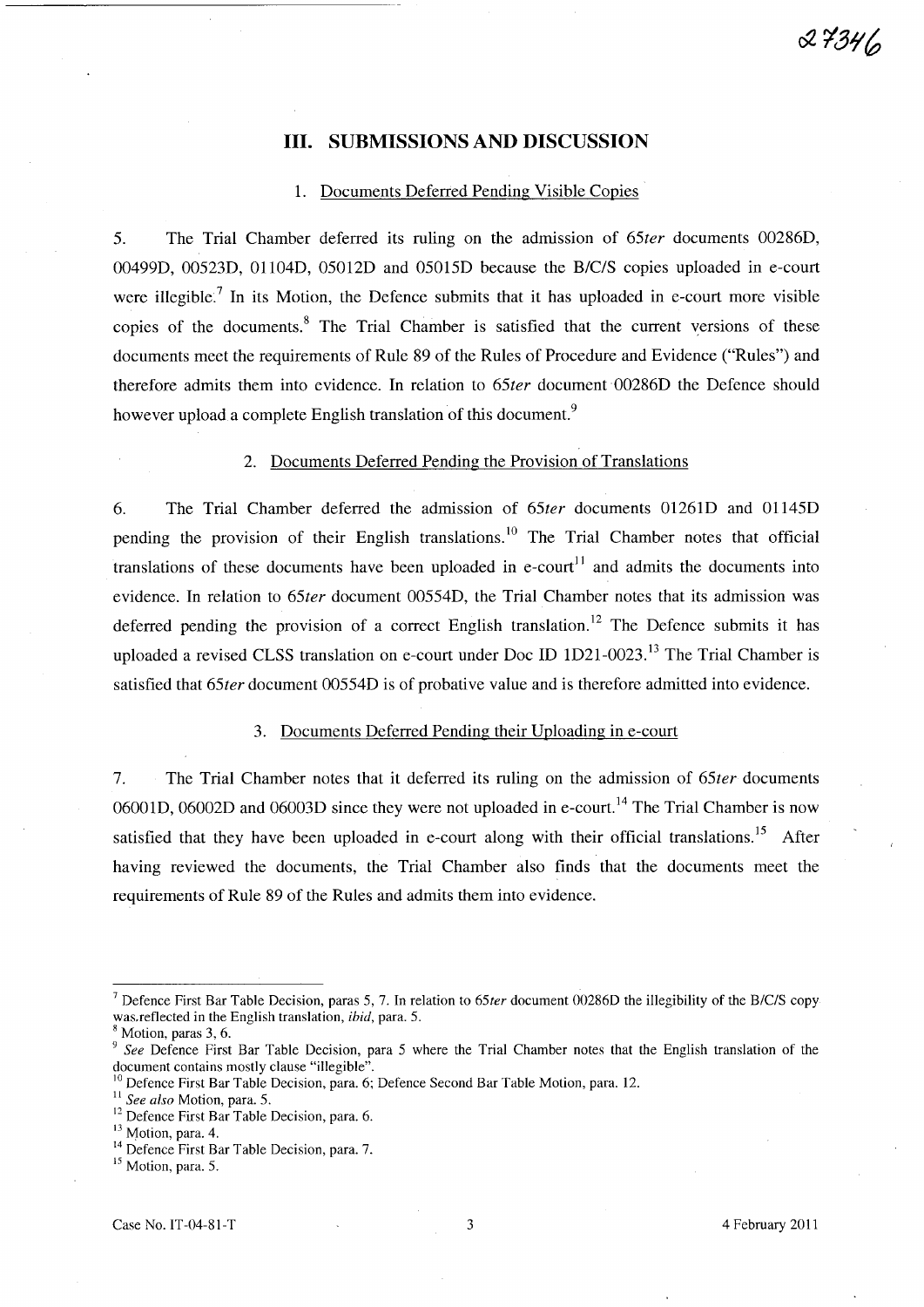## III. SUBMISSIONS AND DISCUSSION

### 1. Documents Deferred Pending Visible Copies

5. The Trial Chamber deferred its ruling on the admission of *65ter* documents 00286D, 00499D, 00523D, 01104D, 05012D and 05015D because the B/C/S copies uploaded in e-court were illegible.[7] In its Motion, the Defence submits that it has uploaded in e-court more visible copies of the documents.[8] The Trial Chamber is satisfied that the current versions of these documents meet the requirements of Rule 89 of the Rules of Procedure and Evidence ("Rules") and therefore admits them into evidence. In relation to *65ter* document 00286D the Defence should however upload a complete English translation of this document.[9]

### 2. Documents Deferred Pending the Provision of Translations

6. The Trial Chamber deferred the admission of *65ter* documents 01261D and 01145D pending the provision of their English translations.[10] The Trial Chamber notes that official translations of these documents have been uploaded in e-court[11] and admits the documents into evidence. In relation to *65ter* document 00554D, the Trial Chamber notes that its admission was deferred pending the provision of a correct English translation.[12] The Defence submits it has uploaded a revised CLSS translation on e-court under Doc ID 1D21-0023.[13] The Trial Chamber is satisfied that *65ter* document 00554D is of probative value and is therefore admitted into evidence.

### 3. Documents Deferred Pending their Uploading in e-court

7. The Trial Chamber notes that it deferred its ruling on the admission of *65ter* documents 06001D, 06002D and 06003D since they were not uploaded in e-court.[14] The Trial Chamber is now satisfied that they have been uploaded in e-court along with their official translations.[15] After having reviewed the documents, the Trial Chamber also finds that the documents meet the requirements of Rule 89 of the Rules and admits them into evidence.

---

[7] Defence First Bar Table Decision, paras 5, 7. In relation to *65ter* document 00286D the illegibility of the B/C/S copy was reflected in the English translation, *ibid*, para. 5.

[8] Motion, paras 3, 6.

[9] *See* Defence First Bar Table Decision, para 5 where the Trial Chamber notes that the English translation of the document contains mostly clause "illegible".

[10] Defence First Bar Table Decision, para. 6; Defence Second Bar Table Motion, para. 12.

[11] *See also* Motion, para. 5.

[12] Defence First Bar Table Decision, para. 6.

[13] Motion, para. 4.

[14] Defence First Bar Table Decision, para. 7.

[15] Motion, para. 5.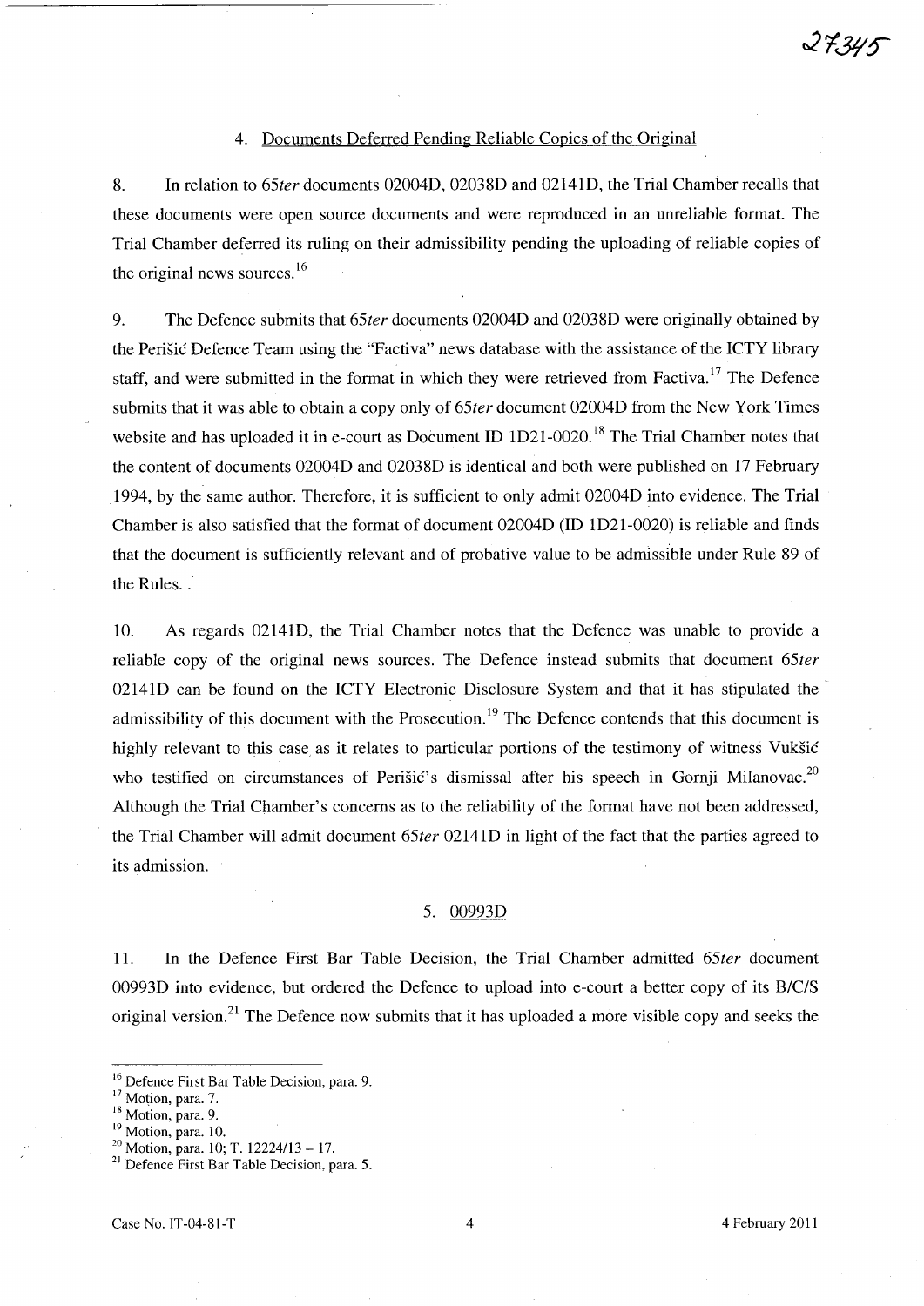### 4. Documents Deferred Pending Reliable Copies of the Original

8. In relation to *65ter* documents 02004D, 02038D and 02141D, the Trial Chamber recalls that these documents were open source documents and were reproduced in an unreliable format. The Trial Chamber deferred its ruling on their admissibility pending the uploading of reliable copies of the original news sources.[16]

9. The Defence submits that *65ter* documents 02004D and 02038D were originally obtained by the Perišić Defence Team using the "Factiva" news database with the assistance of the ICTY library staff, and were submitted in the format in which they were retrieved from Factiva.[17] The Defence submits that it was able to obtain a copy only of *65ter* document 02004D from the New York Times website and has uploaded it in e-court as Document ID 1D21-0020.[18] The Trial Chamber notes that the content of documents 02004D and 02038D is identical and both were published on 17 February 1994, by the same author. Therefore, it is sufficient to only admit 02004D into evidence. The Trial Chamber is also satisfied that the format of document 02004D (ID 1D21-0020) is reliable and finds that the document is sufficiently relevant and of probative value to be admissible under Rule 89 of the Rules. .

10. As regards 02141D, the Trial Chamber notes that the Defence was unable to provide a reliable copy of the original news sources. The Defence instead submits that document *65ter* 02141D can be found on the ICTY Electronic Disclosure System and that it has stipulated the admissibility of this document with the Prosecution.[19] The Defence contends that this document is highly relevant to this case as it relates to particular portions of the testimony of witness Vukšić who testified on circumstances of Perišić's dismissal after his speech in Gornji Milanovac.[20] Although the Trial Chamber's concerns as to the reliability of the format have not been addressed, the Trial Chamber will admit document *65ter* 02141D in light of the fact that the parties agreed to its admission.

### 5. 00993D

11. In the Defence First Bar Table Decision, the Trial Chamber admitted *65ter* document 00993D into evidence, but ordered the Defence to upload into e-court a better copy of its B/C/S original version.[21] The Defence now submits that it has uploaded a more visible copy and seeks the

---

[16] Defence First Bar Table Decision, para. 9.
[17] Motion, para. 7.
[18] Motion, para. 9.
[19] Motion, para. 10.
[20] Motion, para. 10; T. 12224/13 – 17.
[21] Defence First Bar Table Decision, para. 5.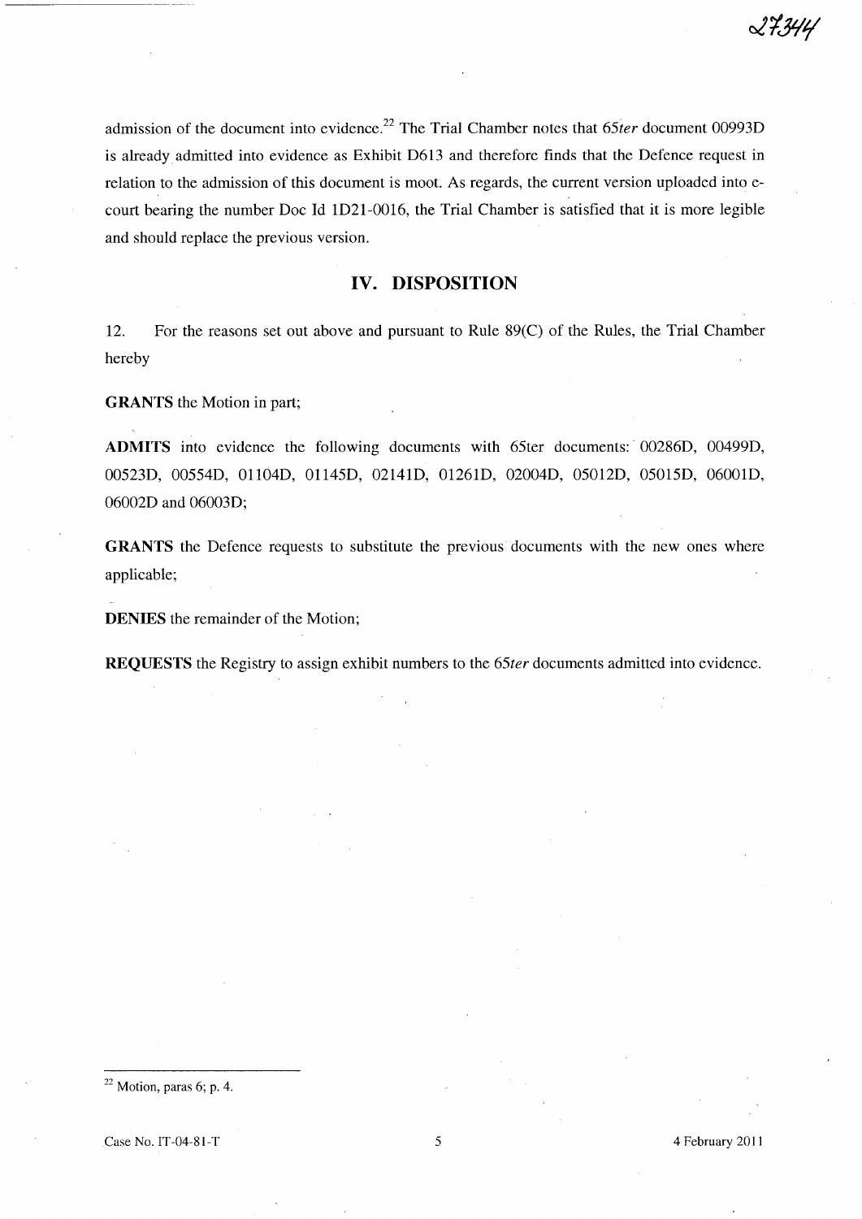admission of the document into evidence.[22] The Trial Chamber notes that *65ter* document 00993D is already admitted into evidence as Exhibit D613 and therefore finds that the Defence request in relation to the admission of this document is moot. As regards, the current version uploaded into e-court bearing the number Doc Id 1D21-0016, the Trial Chamber is satisfied that it is more legible and should replace the previous version.

## IV. DISPOSITION

12. For the reasons set out above and pursuant to Rule 89(C) of the Rules, the Trial Chamber hereby

**GRANTS** the Motion in part;

**ADMITS** into evidence the following documents with 65ter documents: 00286D, 00499D, 00523D, 00554D, 01104D, 01145D, 02141D, 01261D, 02004D, 05012D, 05015D, 06001D, 06002D and 06003D;

**GRANTS** the Defence requests to substitute the previous documents with the new ones where applicable;

**DENIES** the remainder of the Motion;

**REQUESTS** the Registry to assign exhibit numbers to the *65ter* documents admitted into evidence.

---

[22] Motion, paras 6; p. 4.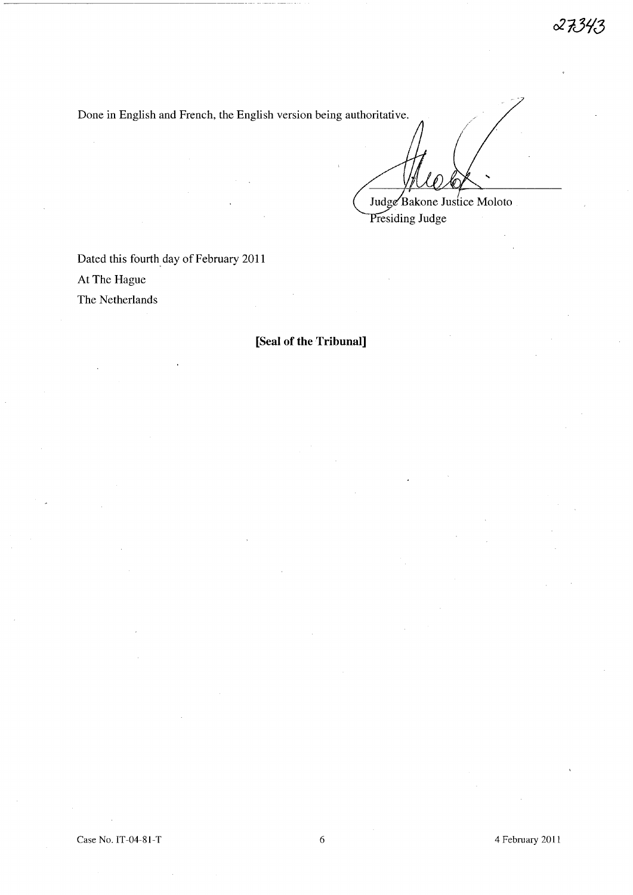Done in English and French, the English version being authoritative.

Judge Bakone Justice Moloto
Presiding Judge

Dated this fourth day of February 2011
At The Hague
The Netherlands

**[Seal of the Tribunal]**